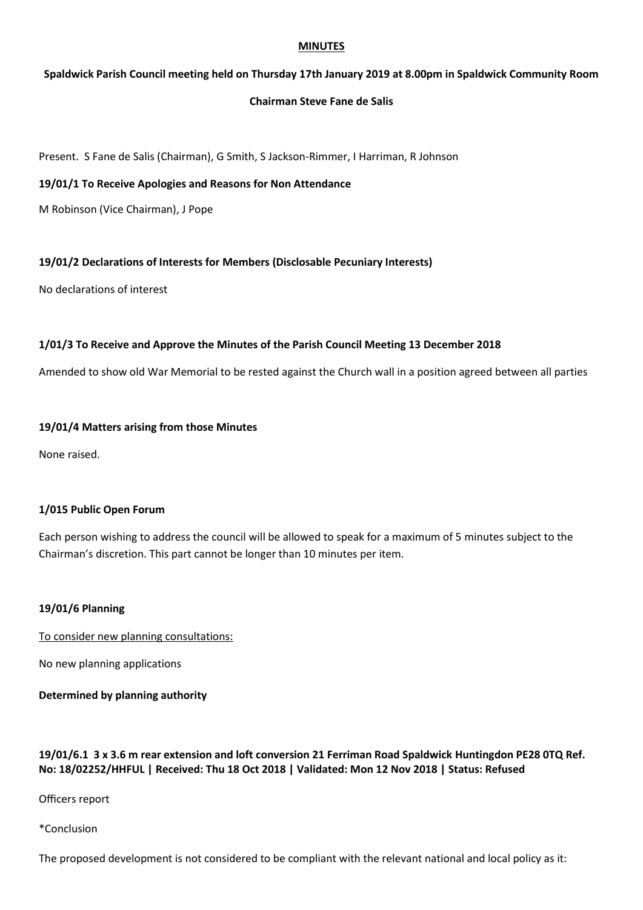**MINUTES**

**Spaldwick Parish Council meeting held on Thursday 17th January 2019 at 8.00pm in Spaldwick Community Room**

**Chairman Steve Fane de Salis**

Present. S Fane de Salis (Chairman), G Smith, S Jackson-Rimmer, I Harriman, R Johnson

**19/01/1 To Receive Apologies and Reasons for Non Attendance**

M Robinson (Vice Chairman), J Pope

**19/01/2 Declarations of Interests for Members (Disclosable Pecuniary Interests)**

No declarations of interest

**1/01/3 To Receive and Approve the Minutes of the Parish Council Meeting 13 December 2018**

Amended to show old War Memorial to be rested against the Church wall in a position agreed between all parties

**19/01/4 Matters arising from those Minutes**

None raised.

**1/015 Public Open Forum**

Each person wishing to address the council will be allowed to speak for a maximum of 5 minutes subject to the Chairman's discretion. This part cannot be longer than 10 minutes per item.

**19/01/6 Planning**

<u>To consider new planning consultations:</u>

No new planning applications

**Determined by planning authority**

**19/01/6.1 3 x 3.6 m rear extension and loft conversion 21 Ferriman Road Spaldwick Huntingdon PE28 0TQ Ref. No: 18/02252/HHFUL | Received: Thu 18 Oct 2018 | Validated: Mon 12 Nov 2018 | Status: Refused**

Officers report

*Conclusion

The proposed development is not considered to be compliant with the relevant national and local policy as it: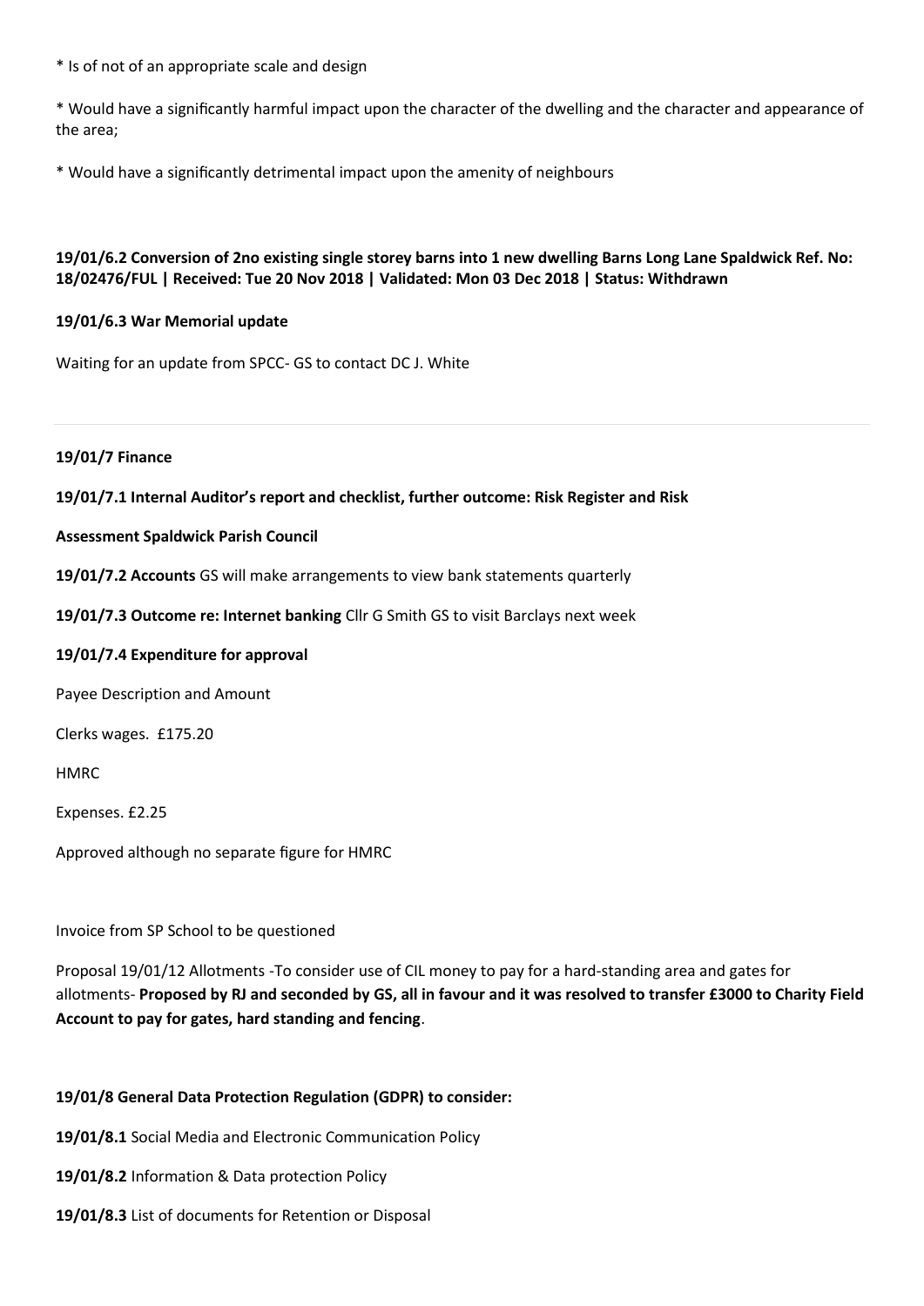* Is of not of an appropriate scale and design

* Would have a significantly harmful impact upon the character of the dwelling and the character and appearance of the area;

* Would have a significantly detrimental impact upon the amenity of neighbours

**19/01/6.2 Conversion of 2no existing single storey barns into 1 new dwelling Barns Long Lane Spaldwick Ref. No: 18/02476/FUL | Received: Tue 20 Nov 2018 | Validated: Mon 03 Dec 2018 | Status: Withdrawn**

**19/01/6.3 War Memorial update**

Waiting for an update from SPCC- GS to contact DC J. White

---

**19/01/7 Finance**

**19/01/7.1 Internal Auditor's report and checklist, further outcome: Risk Register and Risk**

**Assessment Spaldwick Parish Council**

**19/01/7.2 Accounts** GS will make arrangements to view bank statements quarterly

**19/01/7.3 Outcome re: Internet banking** Cllr G Smith GS to visit Barclays next week

**19/01/7.4 Expenditure for approval**

Payee Description and Amount

Clerks wages. £175.20

HMRC

Expenses. £2.25

Approved although no separate figure for HMRC

Invoice from SP School to be questioned

Proposal 19/01/12 Allotments -To consider use of CIL money to pay for a hard-standing area and gates for allotments- **Proposed by RJ and seconded by GS, all in favour and it was resolved to transfer £3000 to Charity Field Account to pay for gates, hard standing and fencing**.

**19/01/8 General Data Protection Regulation (GDPR) to consider:**

**19/01/8.1** Social Media and Electronic Communication Policy

**19/01/8.2** Information & Data protection Policy

**19/01/8.3** List of documents for Retention or Disposal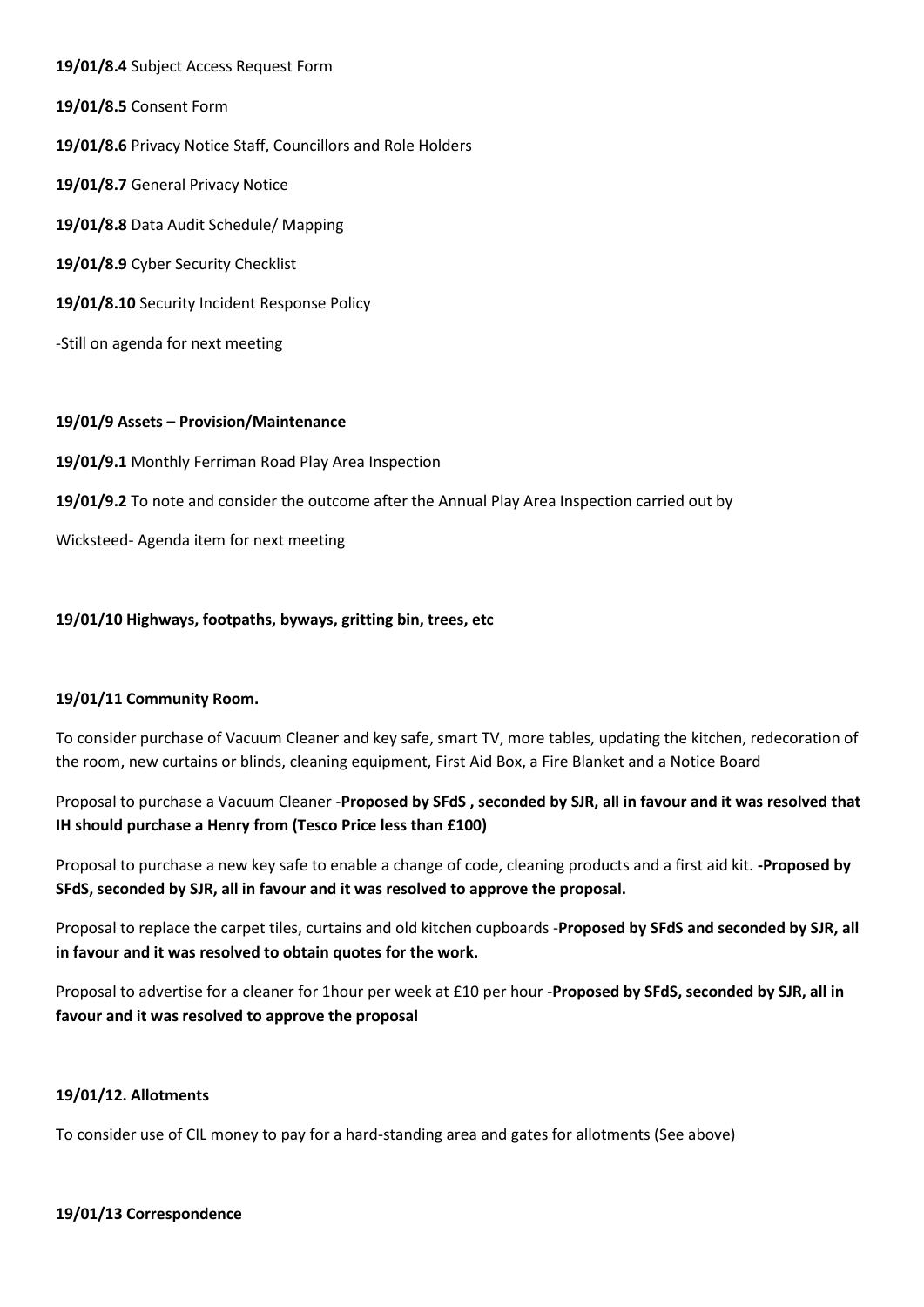**19/01/8.4** Subject Access Request Form

**19/01/8.5** Consent Form

**19/01/8.6** Privacy Notice Staff, Councillors and Role Holders

**19/01/8.7** General Privacy Notice

**19/01/8.8** Data Audit Schedule/ Mapping

**19/01/8.9** Cyber Security Checklist

**19/01/8.10** Security Incident Response Policy

-Still on agenda for next meeting

**19/01/9 Assets – Provision/Maintenance**

**19/01/9.1** Monthly Ferriman Road Play Area Inspection

**19/01/9.2** To note and consider the outcome after the Annual Play Area Inspection carried out by

Wicksteed- Agenda item for next meeting

**19/01/10 Highways, footpaths, byways, gritting bin, trees, etc**

**19/01/11 Community Room.**

To consider purchase of Vacuum Cleaner and key safe, smart TV, more tables, updating the kitchen, redecoration of the room, new curtains or blinds, cleaning equipment, First Aid Box, a Fire Blanket and a Notice Board

Proposal to purchase a Vacuum Cleaner -**Proposed by SFdS , seconded by SJR, all in favour and it was resolved that IH should purchase a Henry from (Tesco Price less than £100)**

Proposal to purchase a new key safe to enable a change of code, cleaning products and a first aid kit. **-Proposed by SFdS, seconded by SJR, all in favour and it was resolved to approve the proposal.**

Proposal to replace the carpet tiles, curtains and old kitchen cupboards -**Proposed by SFdS and seconded by SJR, all in favour and it was resolved to obtain quotes for the work.**

Proposal to advertise for a cleaner for 1hour per week at £10 per hour -**Proposed by SFdS, seconded by SJR, all in favour and it was resolved to approve the proposal**

**19/01/12. Allotments**

To consider use of CIL money to pay for a hard-standing area and gates for allotments (See above)

**19/01/13 Correspondence**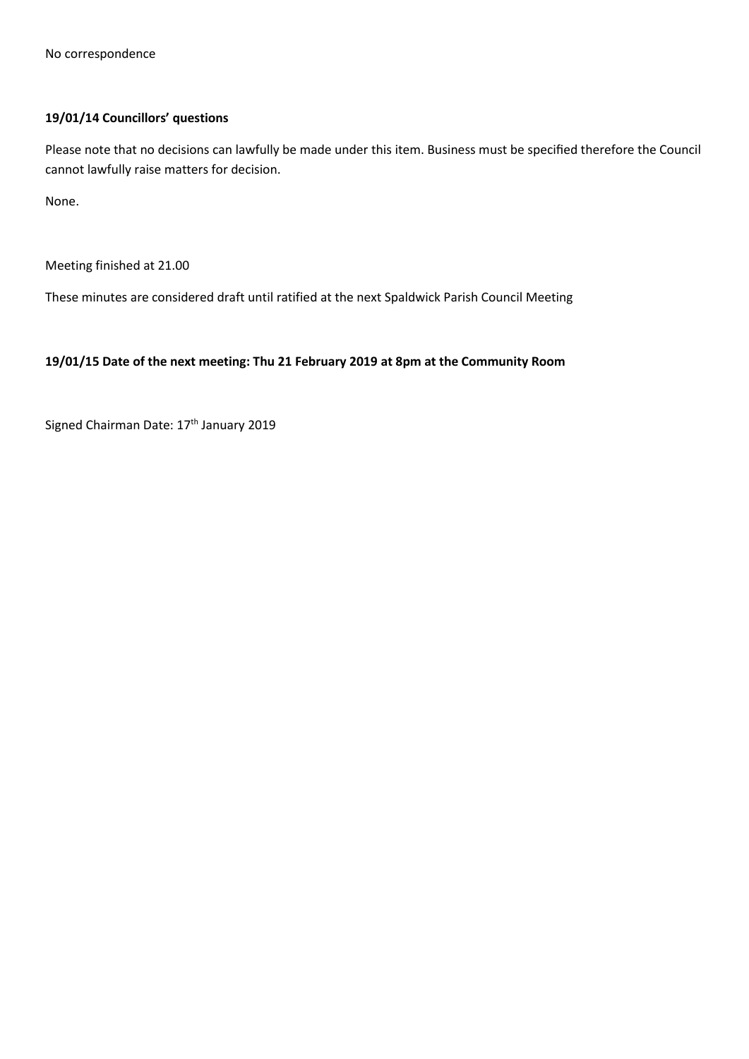No correspondence

**19/01/14 Councillors' questions**

Please note that no decisions can lawfully be made under this item. Business must be specified therefore the Council cannot lawfully raise matters for decision.

None.

Meeting finished at 21.00

These minutes are considered draft until ratified at the next Spaldwick Parish Council Meeting

**19/01/15 Date of the next meeting: Thu 21 February 2019 at 8pm at the Community Room**

Signed Chairman Date: 17th January 2019